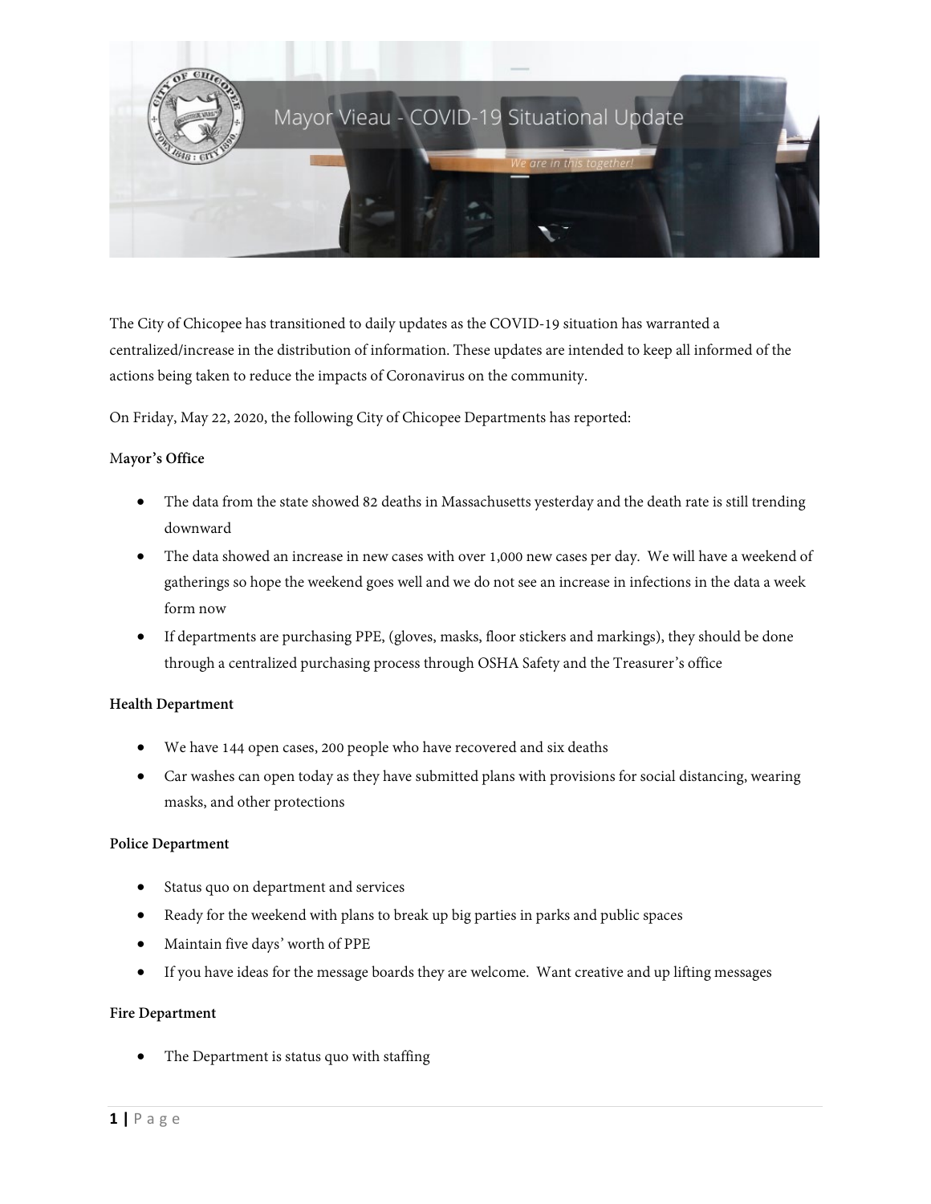# Mayor Vieau - COVID-19 Situational Update

*We are in this together!*

The City of Chicopee has transitioned to daily updates as the COVID-19 situation has warranted a centralized/increase in the distribution of information. These updates are intended to keep all informed of the actions being taken to reduce the impacts of Coronavirus on the community.

On Friday, May 22, 2020, the following City of Chicopee Departments has reported:

**Mayor's Office**

- The data from the state showed 82 deaths in Massachusetts yesterday and the death rate is still trending downward
- The data showed an increase in new cases with over 1,000 new cases per day. We will have a weekend of gatherings so hope the weekend goes well and we do not see an increase in infections in the data a week form now
- If departments are purchasing PPE, (gloves, masks, floor stickers and markings), they should be done through a centralized purchasing process through OSHA Safety and the Treasurer's office

**Health Department**

- We have 144 open cases, 200 people who have recovered and six deaths
- Car washes can open today as they have submitted plans with provisions for social distancing, wearing masks, and other protections

**Police Department**

- Status quo on department and services
- Ready for the weekend with plans to break up big parties in parks and public spaces
- Maintain five days' worth of PPE
- If you have ideas for the message boards they are welcome. Want creative and up lifting messages

**Fire Department**

- The Department is status quo with staffing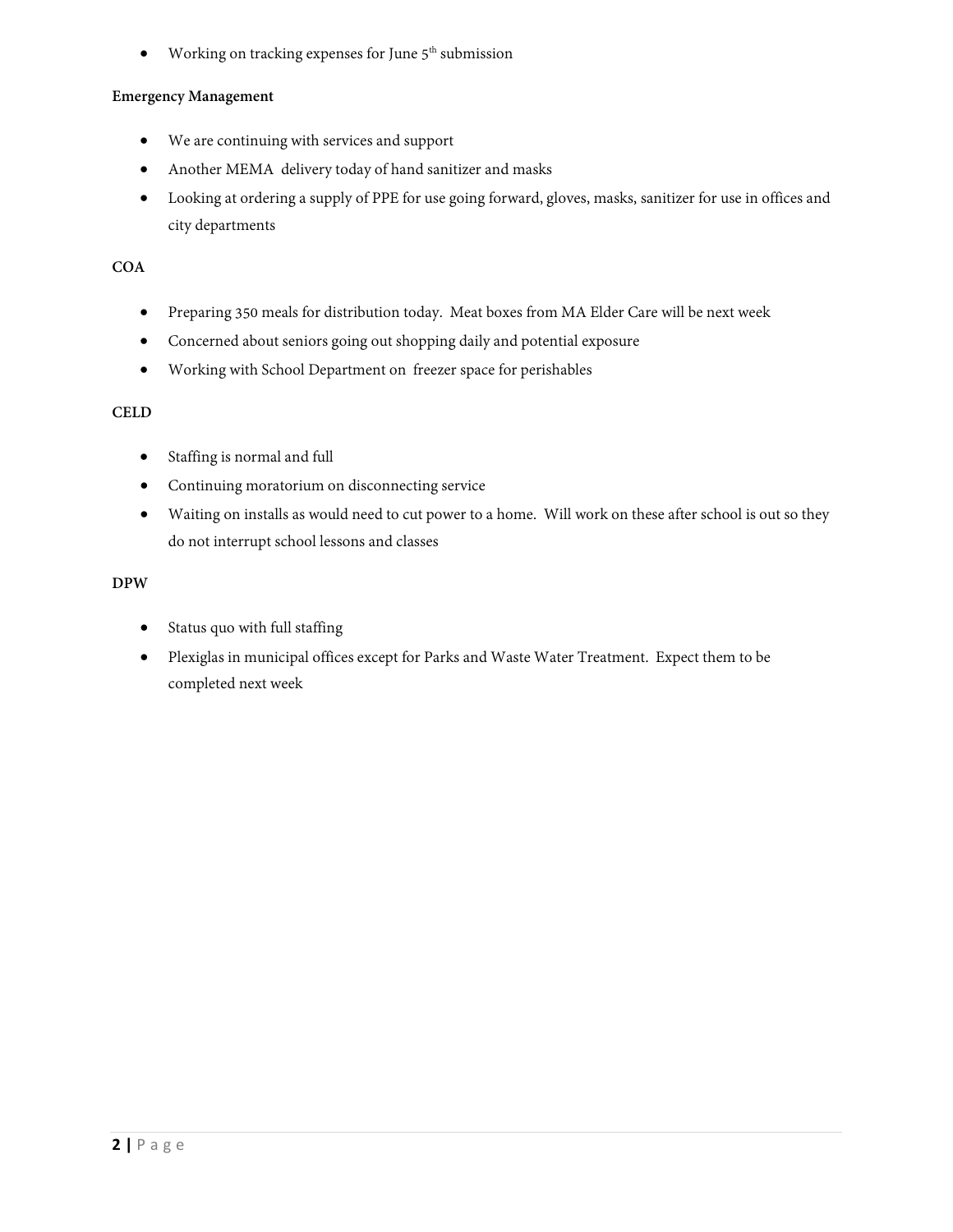- Working on tracking expenses for June 5th submission

**Emergency Management**

- We are continuing with services and support
- Another MEMA delivery today of hand sanitizer and masks
- Looking at ordering a supply of PPE for use going forward, gloves, masks, sanitizer for use in offices and city departments

**COA**

- Preparing 350 meals for distribution today. Meat boxes from MA Elder Care will be next week
- Concerned about seniors going out shopping daily and potential exposure
- Working with School Department on freezer space for perishables

**CELD**

- Staffing is normal and full
- Continuing moratorium on disconnecting service
- Waiting on installs as would need to cut power to a home. Will work on these after school is out so they do not interrupt school lessons and classes

**DPW**

- Status quo with full staffing
- Plexiglas in municipal offices except for Parks and Waste Water Treatment. Expect them to be completed next week